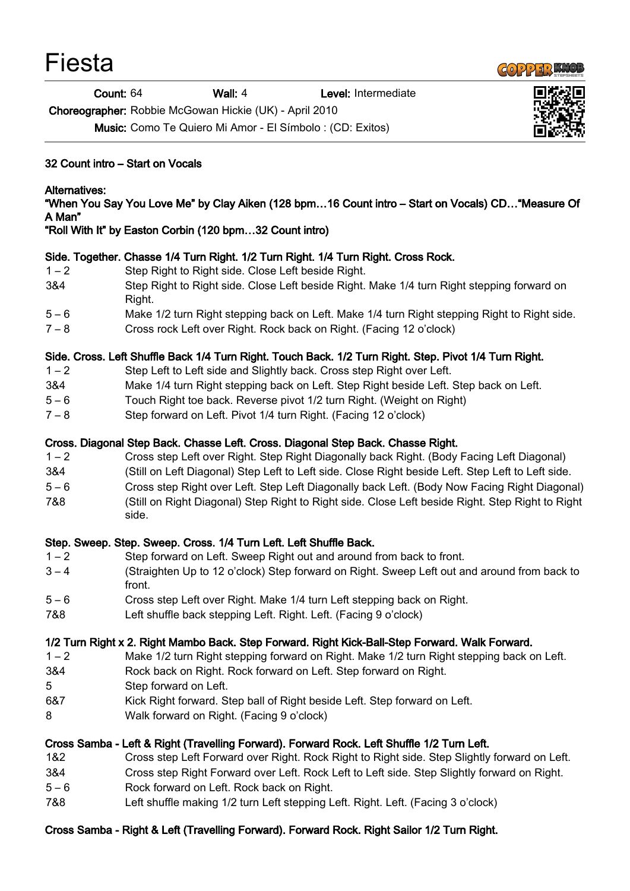# Fiesta

**Count:** 64 **Wall:** 4 **Level:** Intermediate

**Choreographer:** Robbie McGowan Hickie (UK) - April 2010

**Music:** Como Te Quiero Mi Amor - El Símbolo : (CD: Exitos)

**32 Count intro – Start on Vocals**

**Alternatives:**
**"When You Say You Love Me" by Clay Aiken (128 bpm…16 Count intro – Start on Vocals) CD…"Measure Of A Man"**
**"Roll With It" by Easton Corbin (120 bpm…32 Count intro)**

**Side. Together. Chasse 1/4 Turn Right. 1/2 Turn Right. 1/4 Turn Right. Cross Rock.**

| | |
|---|---|
| 1 – 2 | Step Right to Right side. Close Left beside Right. |
| 3&4 | Step Right to Right side. Close Left beside Right. Make 1/4 turn Right stepping forward on Right. |
| 5 – 6 | Make 1/2 turn Right stepping back on Left. Make 1/4 turn Right stepping Right to Right side. |
| 7 – 8 | Cross rock Left over Right. Rock back on Right. (Facing 12 o'clock) |

**Side. Cross. Left Shuffle Back 1/4 Turn Right. Touch Back. 1/2 Turn Right. Step. Pivot 1/4 Turn Right.**

| | |
|---|---|
| 1 – 2 | Step Left to Left side and Slightly back. Cross step Right over Left. |
| 3&4 | Make 1/4 turn Right stepping back on Left. Step Right beside Left. Step back on Left. |
| 5 – 6 | Touch Right toe back. Reverse pivot 1/2 turn Right. (Weight on Right) |
| 7 – 8 | Step forward on Left. Pivot 1/4 turn Right. (Facing 12 o'clock) |

**Cross. Diagonal Step Back. Chasse Left. Cross. Diagonal Step Back. Chasse Right.**

| | |
|---|---|
| 1 – 2 | Cross step Left over Right. Step Right Diagonally back Right. (Body Facing Left Diagonal) |
| 3&4 | (Still on Left Diagonal) Step Left to Left side. Close Right beside Left. Step Left to Left side. |
| 5 – 6 | Cross step Right over Left. Step Left Diagonally back Left. (Body Now Facing Right Diagonal) |
| 7&8 | (Still on Right Diagonal) Step Right to Right side. Close Left beside Right. Step Right to Right side. |

**Step. Sweep. Step. Sweep. Cross. 1/4 Turn Left. Left Shuffle Back.**

| | |
|---|---|
| 1 – 2 | Step forward on Left. Sweep Right out and around from back to front. |
| 3 – 4 | (Straighten Up to 12 o'clock) Step forward on Right. Sweep Left out and around from back to front. |
| 5 – 6 | Cross step Left over Right. Make 1/4 turn Left stepping back on Right. |
| 7&8 | Left shuffle back stepping Left. Right. Left. (Facing 9 o'clock) |

**1/2 Turn Right x 2. Right Mambo Back. Step Forward. Right Kick-Ball-Step Forward. Walk Forward.**

| | |
|---|---|
| 1 – 2 | Make 1/2 turn Right stepping forward on Right. Make 1/2 turn Right stepping back on Left. |
| 3&4 | Rock back on Right. Rock forward on Left. Step forward on Right. |
| 5 | Step forward on Left. |
| 6&7 | Kick Right forward. Step ball of Right beside Left. Step forward on Left. |
| 8 | Walk forward on Right. (Facing 9 o'clock) |

**Cross Samba - Left & Right (Travelling Forward). Forward Rock. Left Shuffle 1/2 Turn Left.**

| | |
|---|---|
| 1&2 | Cross step Left Forward over Right. Rock Right to Right side. Step Slightly forward on Left. |
| 3&4 | Cross step Right Forward over Left. Rock Left to Left side. Step Slightly forward on Right. |
| 5 – 6 | Rock forward on Left. Rock back on Right. |
| 7&8 | Left shuffle making 1/2 turn Left stepping Left. Right. Left. (Facing 3 o'clock) |

**Cross Samba - Right & Left (Travelling Forward). Forward Rock. Right Sailor 1/2 Turn Right.**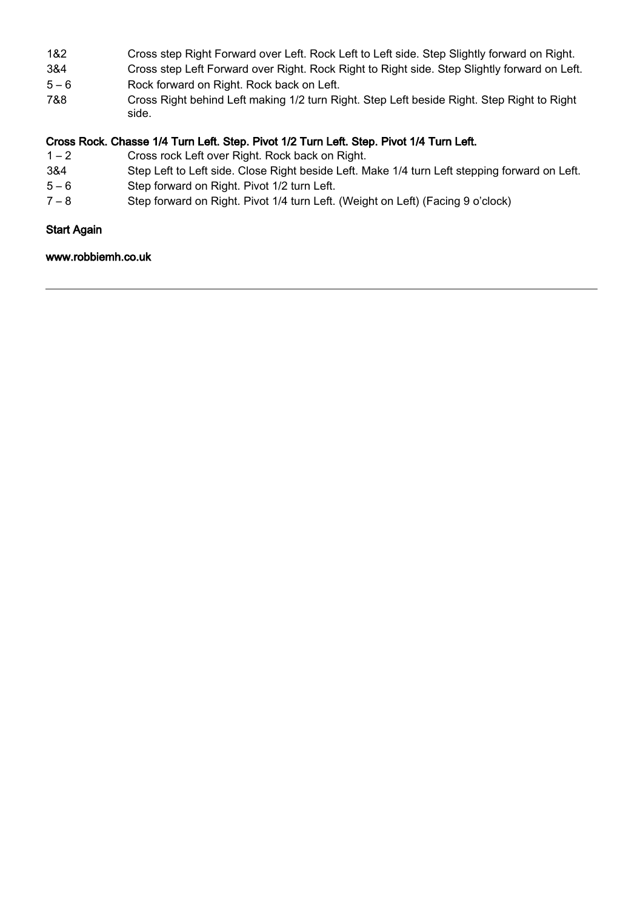| | |
|---|---|
| 1&2 | Cross step Right Forward over Left. Rock Left to Left side. Step Slightly forward on Right. |
| 3&4 | Cross step Left Forward over Right. Rock Right to Right side. Step Slightly forward on Left. |
| 5 – 6 | Rock forward on Right. Rock back on Left. |
| 7&8 | Cross Right behind Left making 1/2 turn Right. Step Left beside Right. Step Right to Right side. |

**Cross Rock. Chasse 1/4 Turn Left. Step. Pivot 1/2 Turn Left. Step. Pivot 1/4 Turn Left.**

| | |
|---|---|
| 1 – 2 | Cross rock Left over Right. Rock back on Right. |
| 3&4 | Step Left to Left side. Close Right beside Left. Make 1/4 turn Left stepping forward on Left. |
| 5 – 6 | Step forward on Right. Pivot 1/2 turn Left. |
| 7 – 8 | Step forward on Right. Pivot 1/4 turn Left. (Weight on Left) (Facing 9 o'clock) |

**Start Again**

**www.robbiemh.co.uk**